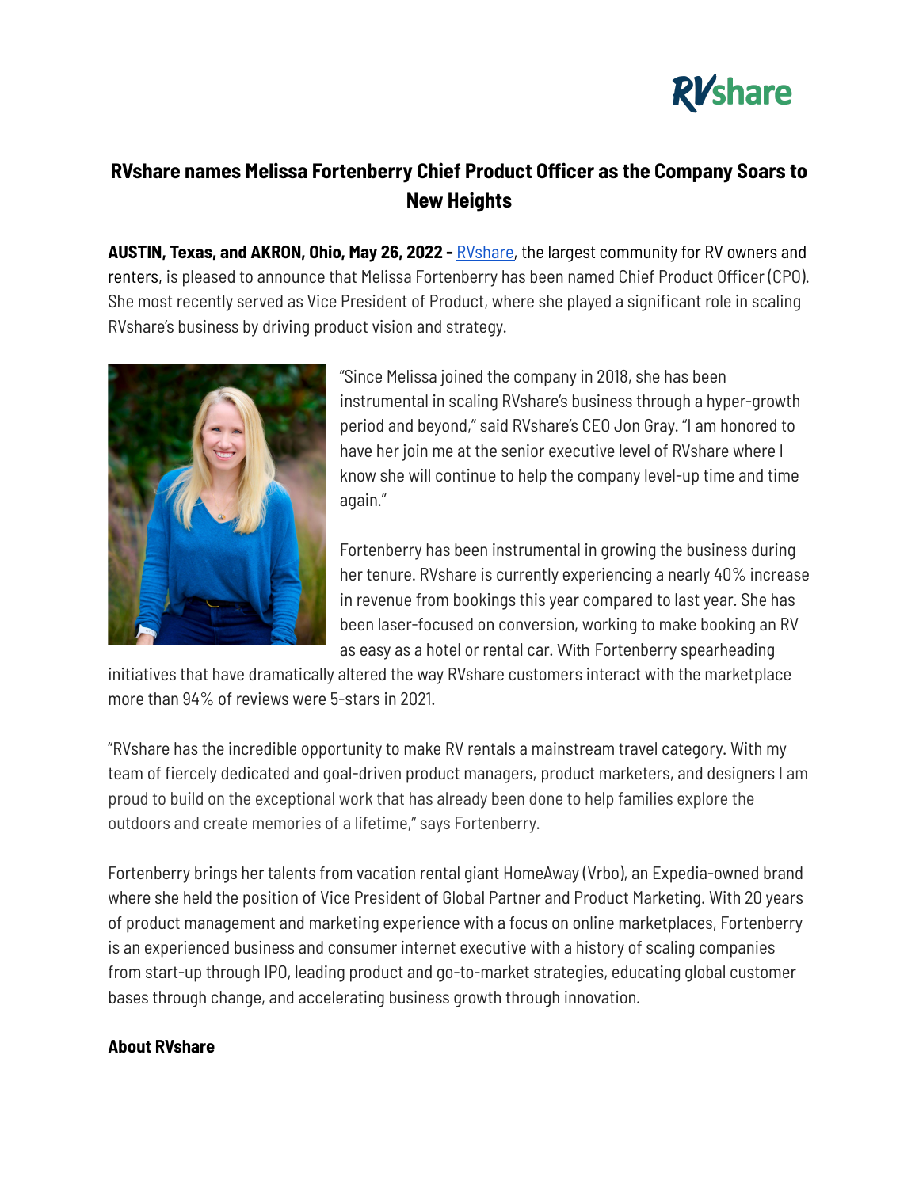# RVshare names Melissa Fortenberry Chief Product Officer as the Company Soars to New Heights

**AUSTIN, Texas, and AKRON, Ohio, May 26, 2022 -** [RVshare](RVshare), the largest community for RV owners and renters, is pleased to announce that Melissa Fortenberry has been named Chief Product Officer (CPO). She most recently served as Vice President of Product, where she played a significant role in scaling RVshare's business by driving product vision and strategy.

"Since Melissa joined the company in 2018, she has been instrumental in scaling RVshare's business through a hyper-growth period and beyond," said RVshare's CEO Jon Gray. "I am honored to have her join me at the senior executive level of RVshare where I know she will continue to help the company level-up time and time again."

Fortenberry has been instrumental in growing the business during her tenure. RVshare is currently experiencing a nearly 40% increase in revenue from bookings this year compared to last year. She has been laser-focused on conversion, working to make booking an RV as easy as a hotel or rental car. With Fortenberry spearheading initiatives that have dramatically altered the way RVshare customers interact with the marketplace more than 94% of reviews were 5-stars in 2021.

"RVshare has the incredible opportunity to make RV rentals a mainstream travel category. With my team of fiercely dedicated and goal-driven product managers, product marketers, and designers I am proud to build on the exceptional work that has already been done to help families explore the outdoors and create memories of a lifetime," says Fortenberry.

Fortenberry brings her talents from vacation rental giant HomeAway (Vrbo), an Expedia-owned brand where she held the position of Vice President of Global Partner and Product Marketing. With 20 years of product management and marketing experience with a focus on online marketplaces, Fortenberry is an experienced business and consumer internet executive with a history of scaling companies from start-up through IPO, leading product and go-to-market strategies, educating global customer bases through change, and accelerating business growth through innovation.

**About RVshare**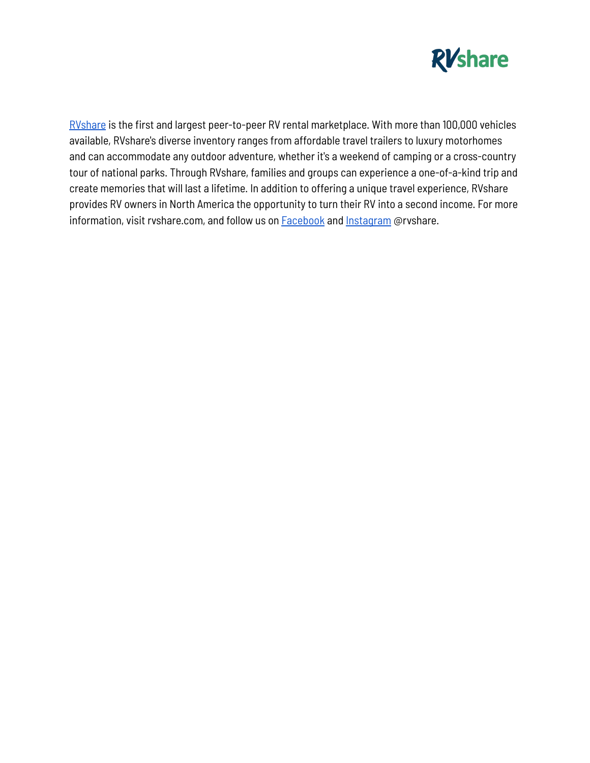RVshare is the first and largest peer-to-peer RV rental marketplace. With more than 100,000 vehicles available, RVshare's diverse inventory ranges from affordable travel trailers to luxury motorhomes and can accommodate any outdoor adventure, whether it's a weekend of camping or a cross-country tour of national parks. Through RVshare, families and groups can experience a one-of-a-kind trip and create memories that will last a lifetime. In addition to offering a unique travel experience, RVshare provides RV owners in North America the opportunity to turn their RV into a second income. For more information, visit rvshare.com, and follow us on Facebook and Instagram @rvshare.